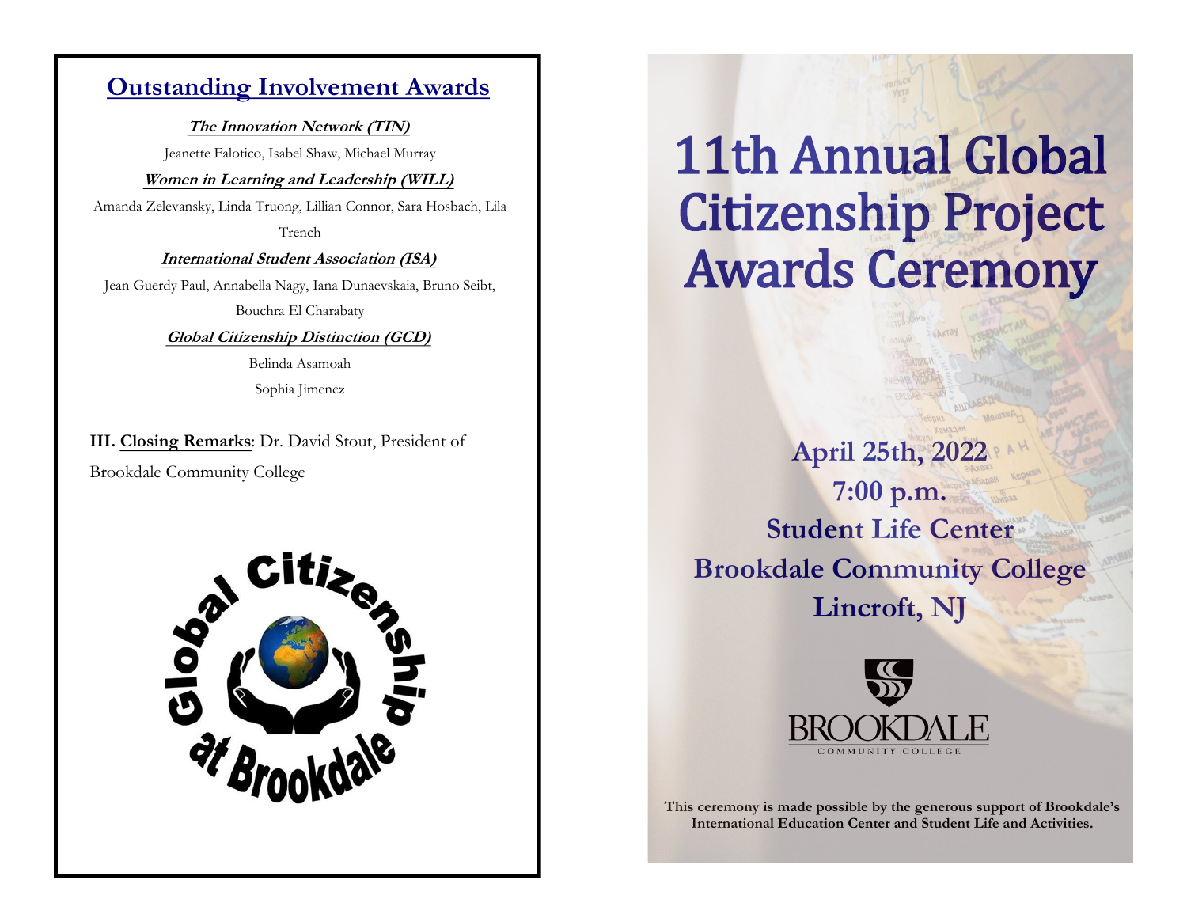## Outstanding Involvement Awards

***The Innovation Network (TIN)***

Jeanette Falotico, Isabel Shaw, Michael Murray

***Women in Learning and Leadership (WILL)***

Amanda Zelevansky, Linda Truong, Lillian Connor, Sara Hosbach, Lila Trench

***International Student Association (ISA)***

Jean Guerdy Paul, Annabella Nagy, Iana Dunaevskaia, Bruno Seibt, Bouchra El Charabaty

***Global Citizenship Distinction (GCD)***

Belinda Asamoah

Sophia Jimenez

**III. Closing Remarks**: Dr. David Stout, President of Brookdale Community College

Global Citizenship at Brookdale

# 11th Annual Global Citizenship Project Awards Ceremony

**April 25th, 2022**

**7:00 p.m.**

**Student Life Center**

**Brookdale Community College**

**Lincroft, NJ**

BROOKDALE COMMUNITY COLLEGE

**This ceremony is made possible by the generous support of Brookdale's International Education Center and Student Life and Activities.**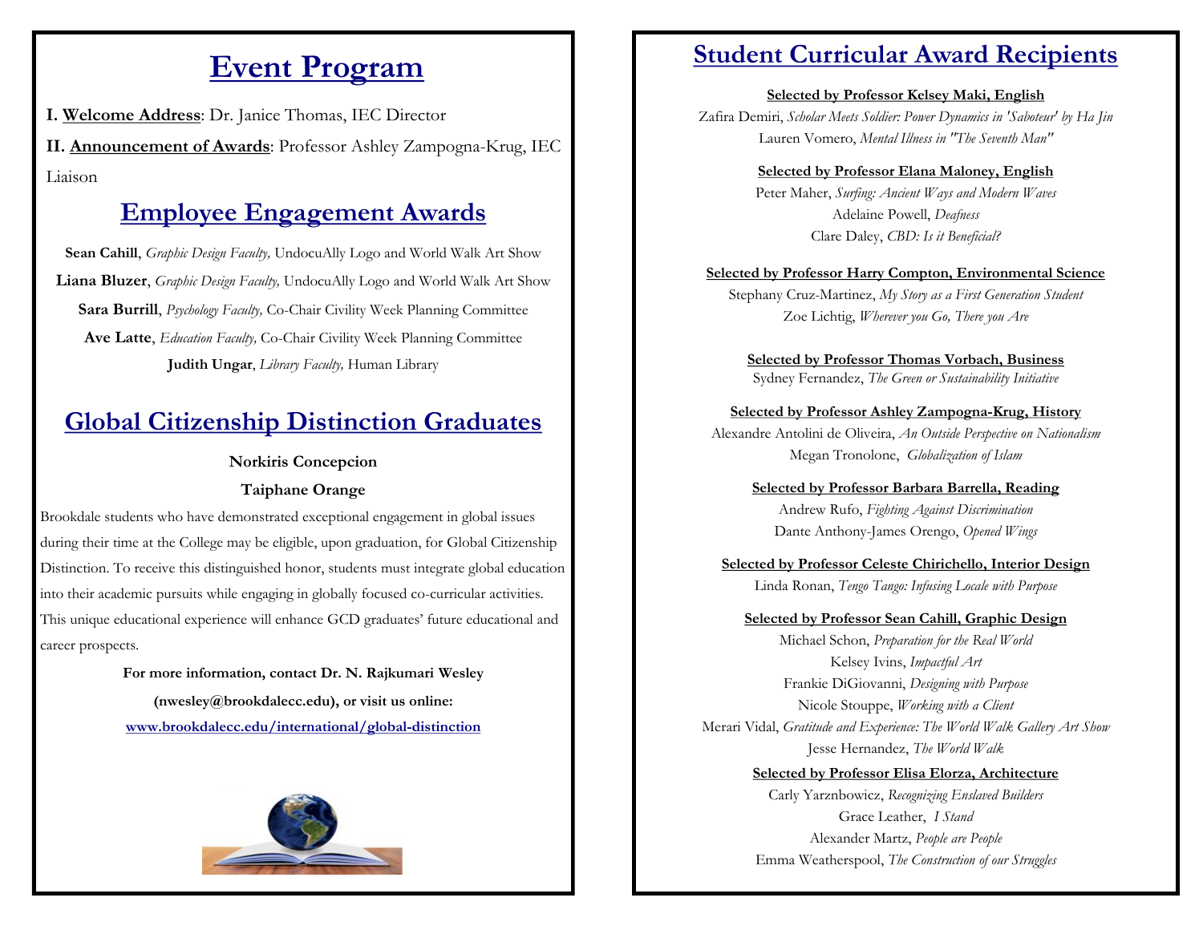# Event Program

**I. Welcome Address**: Dr. Janice Thomas, IEC Director

**II. Announcement of Awards**: Professor Ashley Zampogna-Krug, IEC Liaison

## Employee Engagement Awards

**Sean Cahill**, *Graphic Design Faculty,* UndocuAlly Logo and World Walk Art Show

**Liana Bluzer**, *Graphic Design Faculty,* UndocuAlly Logo and World Walk Art Show

**Sara Burrill**, *Psychology Faculty,* Co-Chair Civility Week Planning Committee

**Ave Latte**, *Education Faculty,* Co-Chair Civility Week Planning Committee

**Judith Ungar**, *Library Faculty,* Human Library

## Global Citizenship Distinction Graduates

**Norkiris Concepcion**

**Taiphane Orange**

Brookdale students who have demonstrated exceptional engagement in global issues during their time at the College may be eligible, upon graduation, for Global Citizenship Distinction. To receive this distinguished honor, students must integrate global education into their academic pursuits while engaging in globally focused co-curricular activities. This unique educational experience will enhance GCD graduates' future educational and career prospects.

**For more information, contact Dr. N. Rajkumari Wesley (nwesley@brookdalecc.edu), or visit us online:**

**www.brookdalecc.edu/international/global-distinction**

# Student Curricular Award Recipients

**Selected by Professor Kelsey Maki, English**

Zafira Demiri, *Scholar Meets Soldier: Power Dynamics in 'Saboteur' by Ha Jin*

Lauren Vomero, *Mental Illness in "The Seventh Man"*

**Selected by Professor Elana Maloney, English**

Peter Maher, *Surfing: Ancient Ways and Modern Waves*

Adelaine Powell, *Deafness*

Clare Daley, *CBD: Is it Beneficial?*

**Selected by Professor Harry Compton, Environmental Science**

Stephany Cruz-Martinez, *My Story as a First Generation Student*

Zoe Lichtig, *Wherever you Go, There you Are*

**Selected by Professor Thomas Vorbach, Business**

Sydney Fernandez, *The Green or Sustainability Initiative*

**Selected by Professor Ashley Zampogna-Krug, History**

Alexandre Antolini de Oliveira, *An Outside Perspective on Nationalism*

Megan Tronolone, *Globalization of Islam*

**Selected by Professor Barbara Barrella, Reading**

Andrew Rufo, *Fighting Against Discrimination*

Dante Anthony-James Orengo, *Opened Wings*

**Selected by Professor Celeste Chirichello, Interior Design**

Linda Ronan, *Tengo Tango: Infusing Locale with Purpose*

**Selected by Professor Sean Cahill, Graphic Design**

Michael Schon, *Preparation for the Real World*

Kelsey Ivins, *Impactful Art*

Frankie DiGiovanni, *Designing with Purpose*

Nicole Stouppe, *Working with a Client*

Merari Vidal, *Gratitude and Experience: The World Walk Gallery Art Show*

Jesse Hernandez, *The World Walk*

**Selected by Professor Elisa Elorza, Architecture**

Carly Yarznbowicz, *Recognizing Enslaved Builders*

Grace Leather, *I Stand*

Alexander Martz, *People are People*

Emma Weatherspool, *The Construction of our Struggles*